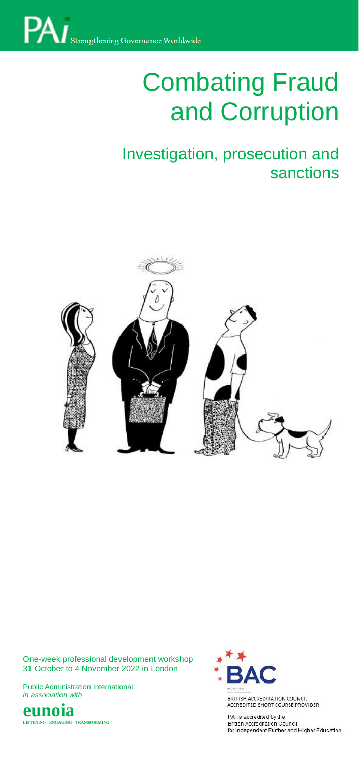PAI Strengthening Governance Worldwide

# Combating Fraud and Corruption

## Investigation, prosecution and sanctions

One-week professional development workshop
31 October to 4 November 2022 in London

Public Administration International
*in association with*

**eunoia**
LISTENING - ENGAGING - TRANSFORMING

BAC
ACCREDITED
BRITISH ACCREDITATION COUNCIL
ACCREDITED SHORT COURSE PROVIDER

PAI is accredited by the
British Accreditation Council
for Independent Further and Higher Education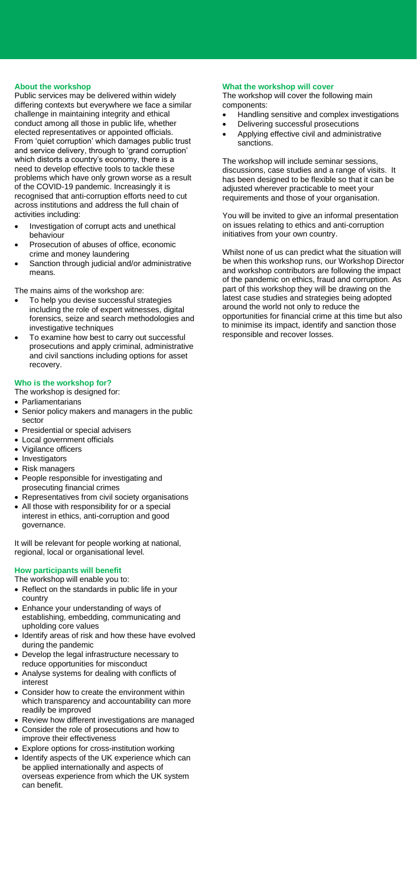## About the workshop

Public services may be delivered within widely differing contexts but everywhere we face a similar challenge in maintaining integrity and ethical conduct among all those in public life, whether elected representatives or appointed officials. From 'quiet corruption' which damages public trust and service delivery, through to 'grand corruption' which distorts a country's economy, there is a need to develop effective tools to tackle these problems which have only grown worse as a result of the COVID-19 pandemic. Increasingly it is recognised that anti-corruption efforts need to cut across institutions and address the full chain of activities including:

- Investigation of corrupt acts and unethical behaviour
- Prosecution of abuses of office, economic crime and money laundering
- Sanction through judicial and/or administrative means.

The mains aims of the workshop are:

- To help you devise successful strategies including the role of expert witnesses, digital forensics, seize and search methodologies and investigative techniques
- To examine how best to carry out successful prosecutions and apply criminal, administrative and civil sanctions including options for asset recovery.

## Who is the workshop for?

The workshop is designed for:

- Parliamentarians
- Senior policy makers and managers in the public sector
- Presidential or special advisers
- Local government officials
- Vigilance officers
- Investigators
- Risk managers
- People responsible for investigating and prosecuting financial crimes
- Representatives from civil society organisations
- All those with responsibility for or a special interest in ethics, anti-corruption and good governance.

It will be relevant for people working at national, regional, local or organisational level.

## How participants will benefit

The workshop will enable you to:

- Reflect on the standards in public life in your country
- Enhance your understanding of ways of establishing, embedding, communicating and upholding core values
- Identify areas of risk and how these have evolved during the pandemic
- Develop the legal infrastructure necessary to reduce opportunities for misconduct
- Analyse systems for dealing with conflicts of interest
- Consider how to create the environment within which transparency and accountability can more readily be improved
- Review how different investigations are managed
- Consider the role of prosecutions and how to improve their effectiveness
- Explore options for cross-institution working
- Identify aspects of the UK experience which can be applied internationally and aspects of overseas experience from which the UK system can benefit.

## What the workshop will cover

The workshop will cover the following main components:

- Handling sensitive and complex investigations
- Delivering successful prosecutions
- Applying effective civil and administrative sanctions.

The workshop will include seminar sessions, discussions, case studies and a range of visits. It has been designed to be flexible so that it can be adjusted wherever practicable to meet your requirements and those of your organisation.

You will be invited to give an informal presentation on issues relating to ethics and anti-corruption initiatives from your own country.

Whilst none of us can predict what the situation will be when this workshop runs, our Workshop Director and workshop contributors are following the impact of the pandemic on ethics, fraud and corruption. As part of this workshop they will be drawing on the latest case studies and strategies being adopted around the world not only to reduce the opportunities for financial crime at this time but also to minimise its impact, identify and sanction those responsible and recover losses.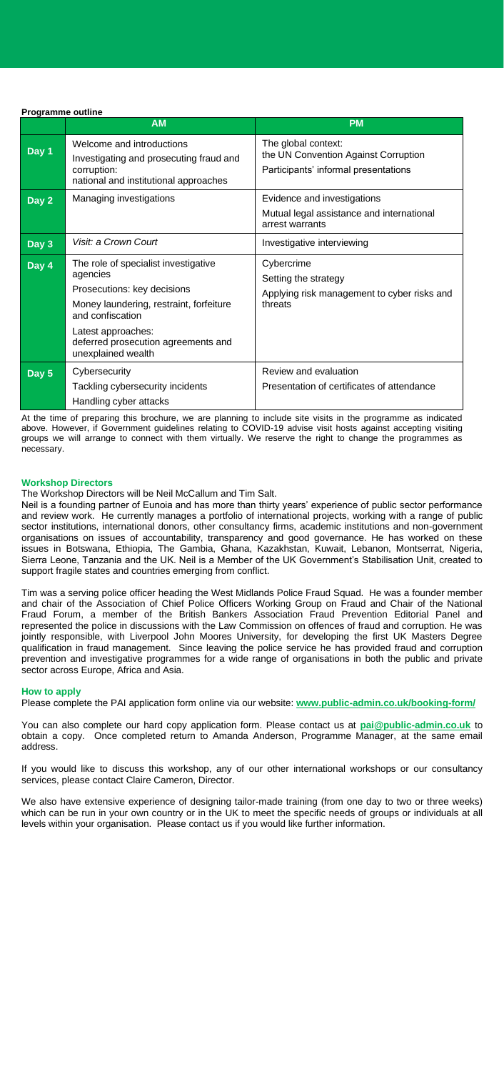**Programme outline**

| | AM | PM |
|---|---|---|
| **Day 1** | Welcome and introductions<br>Investigating and prosecuting fraud and corruption:<br>national and institutional approaches | The global context:<br>the UN Convention Against Corruption<br>Participants' informal presentations |
| **Day 2** | Managing investigations | Evidence and investigations<br>Mutual legal assistance and international arrest warrants |
| **Day 3** | *Visit: a Crown Court* | Investigative interviewing |
| **Day 4** | The role of specialist investigative agencies<br>Prosecutions: key decisions<br>Money laundering, restraint, forfeiture and confiscation<br>Latest approaches:<br>deferred prosecution agreements and unexplained wealth | Cybercrime<br>Setting the strategy<br>Applying risk management to cyber risks and threats |
| **Day 5** | Cybersecurity<br>Tackling cybersecurity incidents<br>Handling cyber attacks | Review and evaluation<br>Presentation of certificates of attendance |

At the time of preparing this brochure, we are planning to include site visits in the programme as indicated above. However, if Government guidelines relating to COVID-19 advise visit hosts against accepting visiting groups we will arrange to connect with them virtually. We reserve the right to change the programmes as necessary.

### Workshop Directors

The Workshop Directors will be Neil McCallum and Tim Salt.

Neil is a founding partner of Eunoia and has more than thirty years' experience of public sector performance and review work. He currently manages a portfolio of international projects, working with a range of public sector institutions, international donors, other consultancy firms, academic institutions and non-government organisations on issues of accountability, transparency and good governance. He has worked on these issues in Botswana, Ethiopia, The Gambia, Ghana, Kazakhstan, Kuwait, Lebanon, Montserrat, Nigeria, Sierra Leone, Tanzania and the UK. Neil is a Member of the UK Government's Stabilisation Unit, created to support fragile states and countries emerging from conflict.

Tim was a serving police officer heading the West Midlands Police Fraud Squad. He was a founder member and chair of the Association of Chief Police Officers Working Group on Fraud and Chair of the National Fraud Forum, a member of the British Bankers Association Fraud Prevention Editorial Panel and represented the police in discussions with the Law Commission on offences of fraud and corruption. He was jointly responsible, with Liverpool John Moores University, for developing the first UK Masters Degree qualification in fraud management. Since leaving the police service he has provided fraud and corruption prevention and investigative programmes for a wide range of organisations in both the public and private sector across Europe, Africa and Asia.

### How to apply

Please complete the PAI application form online via our website: **www.public-admin.co.uk/booking-form/**

You can also complete our hard copy application form. Please contact us at **pai@public-admin.co.uk** to obtain a copy. Once completed return to Amanda Anderson, Programme Manager, at the same email address.

If you would like to discuss this workshop, any of our other international workshops or our consultancy services, please contact Claire Cameron, Director.

We also have extensive experience of designing tailor-made training (from one day to two or three weeks) which can be run in your own country or in the UK to meet the specific needs of groups or individuals at all levels within your organisation. Please contact us if you would like further information.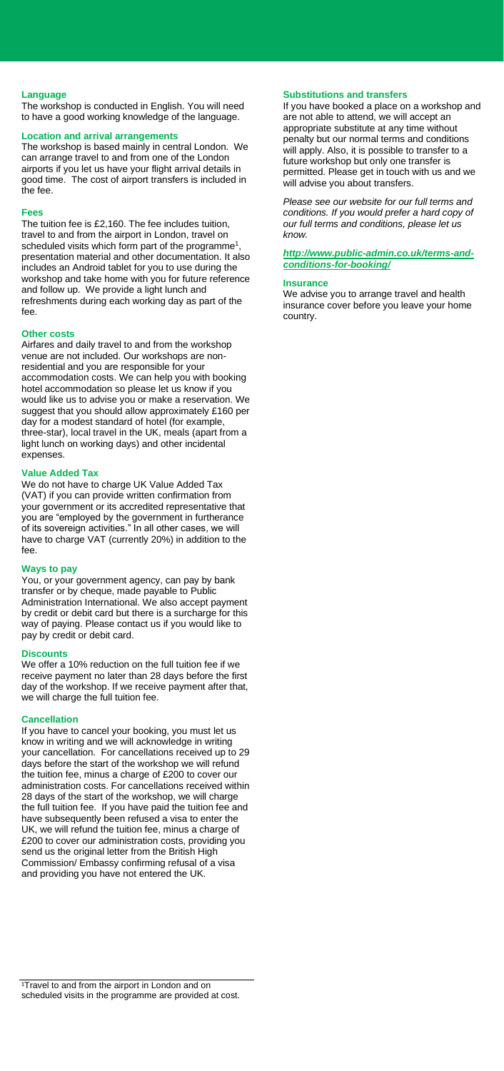### Language

The workshop is conducted in English. You will need to have a good working knowledge of the language.

### Location and arrival arrangements

The workshop is based mainly in central London. We can arrange travel to and from one of the London airports if you let us have your flight arrival details in good time. The cost of airport transfers is included in the fee.

### Fees

The tuition fee is £2,160. The fee includes tuition, travel to and from the airport in London, travel on scheduled visits which form part of the programme[1], presentation material and other documentation. It also includes an Android tablet for you to use during the workshop and take home with you for future reference and follow up. We provide a light lunch and refreshments during each working day as part of the fee.

### Other costs

Airfares and daily travel to and from the workshop venue are not included. Our workshops are non-residential and you are responsible for your accommodation costs. We can help you with booking hotel accommodation so please let us know if you would like us to advise you or make a reservation. We suggest that you should allow approximately £160 per day for a modest standard of hotel (for example, three-star), local travel in the UK, meals (apart from a light lunch on working days) and other incidental expenses.

### Value Added Tax

We do not have to charge UK Value Added Tax (VAT) if you can provide written confirmation from your government or its accredited representative that you are "employed by the government in furtherance of its sovereign activities." In all other cases, we will have to charge VAT (currently 20%) in addition to the fee.

### Ways to pay

You, or your government agency, can pay by bank transfer or by cheque, made payable to Public Administration International. We also accept payment by credit or debit card but there is a surcharge for this way of paying. Please contact us if you would like to pay by credit or debit card.

### Discounts

We offer a 10% reduction on the full tuition fee if we receive payment no later than 28 days before the first day of the workshop. If we receive payment after that, we will charge the full tuition fee.

### Cancellation

If you have to cancel your booking, you must let us know in writing and we will acknowledge in writing your cancellation. For cancellations received up to 29 days before the start of the workshop we will refund the tuition fee, minus a charge of £200 to cover our administration costs. For cancellations received within 28 days of the start of the workshop, we will charge the full tuition fee. If you have paid the tuition fee and have subsequently been refused a visa to enter the UK, we will refund the tuition fee, minus a charge of £200 to cover our administration costs, providing you send us the original letter from the British High Commission/ Embassy confirming refusal of a visa and providing you have not entered the UK.

### Substitutions and transfers

If you have booked a place on a workshop and are not able to attend, we will accept an appropriate substitute at any time without penalty but our normal terms and conditions will apply. Also, it is possible to transfer to a future workshop but only one transfer is permitted. Please get in touch with us and we will advise you about transfers.

*Please see our website for our full terms and conditions. If you would prefer a hard copy of our full terms and conditions, please let us know.*

***http://www.public-admin.co.uk/terms-and-conditions-for-booking/***

### Insurance

We advise you to arrange travel and health insurance cover before you leave your home country.

---

[1] Travel to and from the airport in London and on scheduled visits in the programme are provided at cost.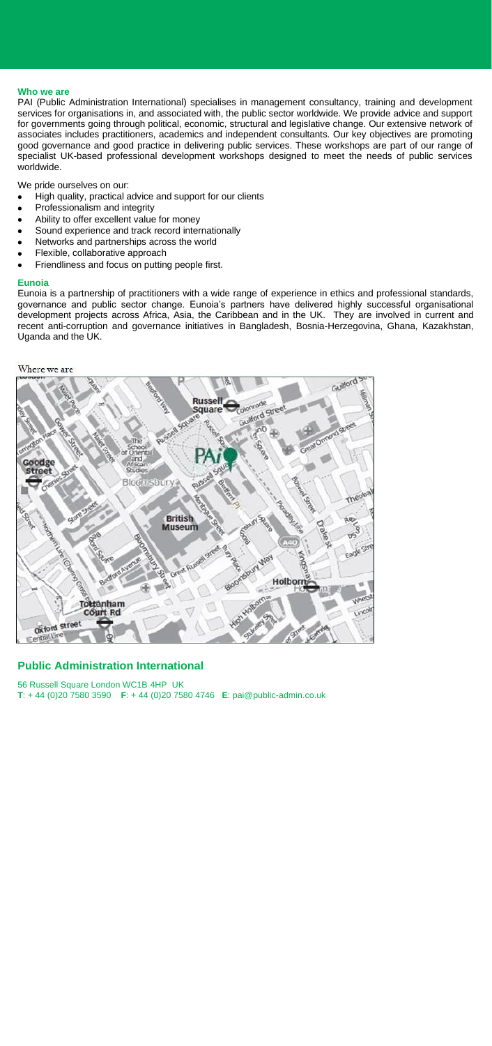## Who we are

PAI (Public Administration International) specialises in management consultancy, training and development services for organisations in, and associated with, the public sector worldwide. We provide advice and support for governments going through political, economic, structural and legislative change. Our extensive network of associates includes practitioners, academics and independent consultants. Our key objectives are promoting good governance and good practice in delivering public services. These workshops are part of our range of specialist UK-based professional development workshops designed to meet the needs of public services worldwide.

We pride ourselves on our:

- High quality, practical advice and support for our clients
- Professionalism and integrity
- Ability to offer excellent value for money
- Sound experience and track record internationally
- Networks and partnerships across the world
- Flexible, collaborative approach
- Friendliness and focus on putting people first.

## Eunoia

Eunoia is a partnership of practitioners with a wide range of experience in ethics and professional standards, governance and public sector change. Eunoia's partners have delivered highly successful organisational development projects across Africa, Asia, the Caribbean and in the UK. They are involved in current and recent anti-corruption and governance initiatives in Bangladesh, Bosnia-Herzegovina, Ghana, Kazakhstan, Uganda and the UK.

Where we are

## Public Administration International

56 Russell Square London WC1B 4HP UK
**T**: + 44 (0)20 7580 3590 **F**: + 44 (0)20 7580 4746 **E**: pai@public-admin.co.uk